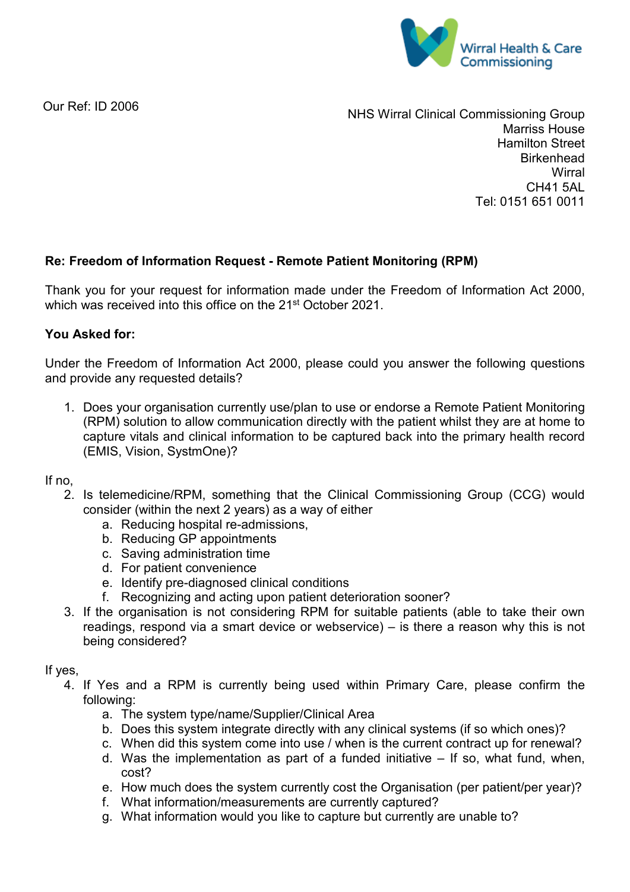Wirral Health & Care Commissioning

Our Ref: ID 2006

NHS Wirral Clinical Commissioning Group
Marriss House
Hamilton Street
Birkenhead
Wirral
CH41 5AL
Tel: 0151 651 0011

**Re: Freedom of Information Request - Remote Patient Monitoring (RPM)**

Thank you for your request for information made under the Freedom of Information Act 2000, which was received into this office on the 21st October 2021.

**You Asked for:**

Under the Freedom of Information Act 2000, please could you answer the following questions and provide any requested details?

1. Does your organisation currently use/plan to use or endorse a Remote Patient Monitoring (RPM) solution to allow communication directly with the patient whilst they are at home to capture vitals and clinical information to be captured back into the primary health record (EMIS, Vision, SystmOne)?

If no,

2. Is telemedicine/RPM, something that the Clinical Commissioning Group (CCG) would consider (within the next 2 years) as a way of either
   a. Reducing hospital re-admissions,
   b. Reducing GP appointments
   c. Saving administration time
   d. For patient convenience
   e. Identify pre-diagnosed clinical conditions
   f. Recognizing and acting upon patient deterioration sooner?
3. If the organisation is not considering RPM for suitable patients (able to take their own readings, respond via a smart device or webservice) – is there a reason why this is not being considered?

If yes,

4. If Yes and a RPM is currently being used within Primary Care, please confirm the following:
   a. The system type/name/Supplier/Clinical Area
   b. Does this system integrate directly with any clinical systems (if so which ones)?
   c. When did this system come into use / when is the current contract up for renewal?
   d. Was the implementation as part of a funded initiative – If so, what fund, when, cost?
   e. How much does the system currently cost the Organisation (per patient/per year)?
   f. What information/measurements are currently captured?
   g. What information would you like to capture but currently are unable to?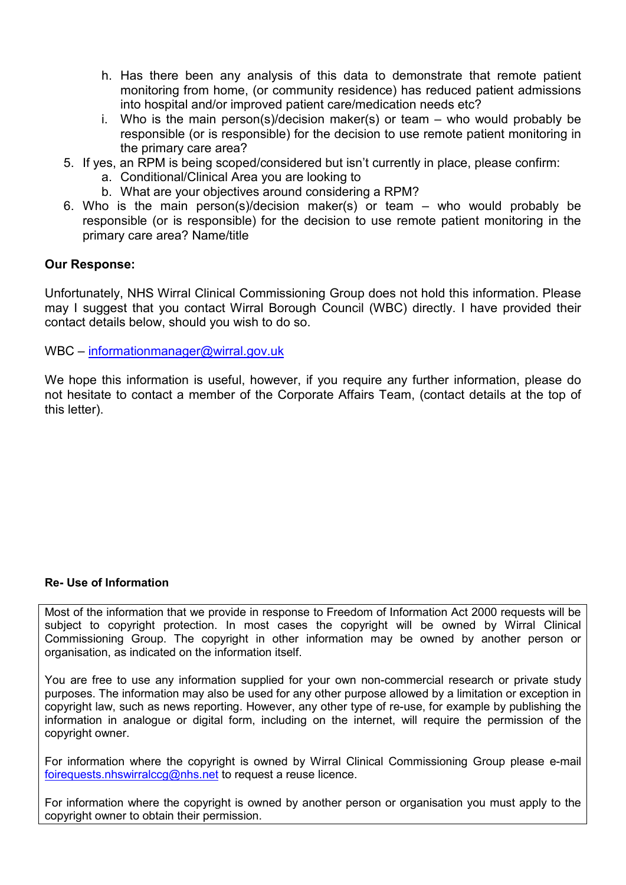h. Has there been any analysis of this data to demonstrate that remote patient monitoring from home, (or community residence) has reduced patient admissions into hospital and/or improved patient care/medication needs etc?
   i. Who is the main person(s)/decision maker(s) or team – who would probably be responsible (or is responsible) for the decision to use remote patient monitoring in the primary care area?

5. If yes, an RPM is being scoped/considered but isn't currently in place, please confirm:
   a. Conditional/Clinical Area you are looking to
   b. What are your objectives around considering a RPM?
6. Who is the main person(s)/decision maker(s) or team – who would probably be responsible (or is responsible) for the decision to use remote patient monitoring in the primary care area? Name/title

**Our Response:**

Unfortunately, NHS Wirral Clinical Commissioning Group does not hold this information. Please may I suggest that you contact Wirral Borough Council (WBC) directly. I have provided their contact details below, should you wish to do so.

WBC – informationmanager@wirral.gov.uk

We hope this information is useful, however, if you require any further information, please do not hesitate to contact a member of the Corporate Affairs Team, (contact details at the top of this letter).

**Re- Use of Information**

Most of the information that we provide in response to Freedom of Information Act 2000 requests will be subject to copyright protection. In most cases the copyright will be owned by Wirral Clinical Commissioning Group. The copyright in other information may be owned by another person or organisation, as indicated on the information itself.

You are free to use any information supplied for your own non-commercial research or private study purposes. The information may also be used for any other purpose allowed by a limitation or exception in copyright law, such as news reporting. However, any other type of re-use, for example by publishing the information in analogue or digital form, including on the internet, will require the permission of the copyright owner.

For information where the copyright is owned by Wirral Clinical Commissioning Group please e-mail foirequests.nhswirralccg@nhs.net to request a reuse licence.

For information where the copyright is owned by another person or organisation you must apply to the copyright owner to obtain their permission.